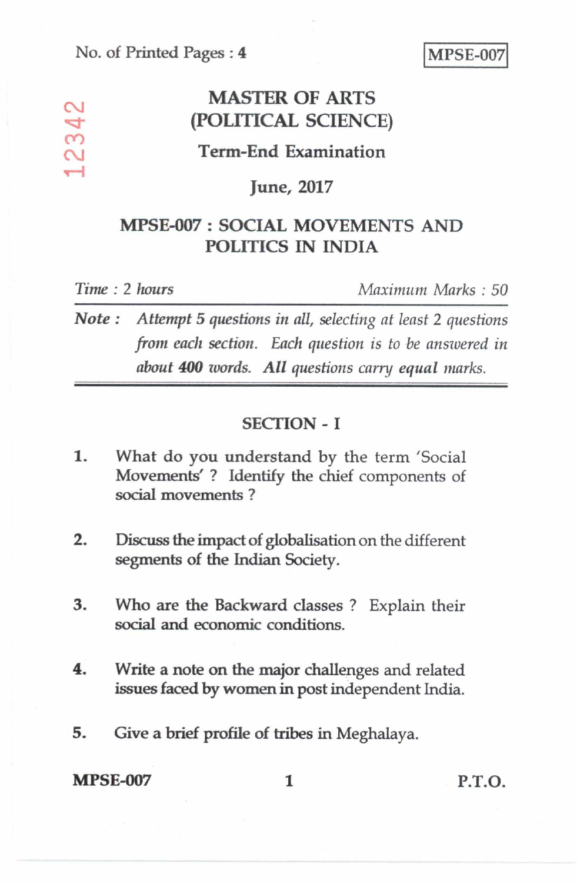No. of Printed Pages : 4

**MPSE-007**

12342

# MASTER OF ARTS (POLITICAL SCIENCE)

## Term-End Examination

## June, 2017

## MPSE-007 : SOCIAL MOVEMENTS AND POLITICS IN INDIA

*Time : 2 hours* *Maximum Marks : 50*

**Note :** *Attempt 5 questions in all, selecting at least 2 questions from each section. Each question is to be answered in about **400** words. **All** questions carry **equal** marks.*

### SECTION - I

1. What do you understand by the term 'Social Movements' ? Identify the chief components of social movements ?

2. Discuss the impact of globalisation on the different segments of the Indian Society.

3. Who are the Backward classes ? Explain their social and economic conditions.

4. Write a note on the major challenges and related issues faced by women in post independent India.

5. Give a brief profile of tribes in Meghalaya.

P.T.O.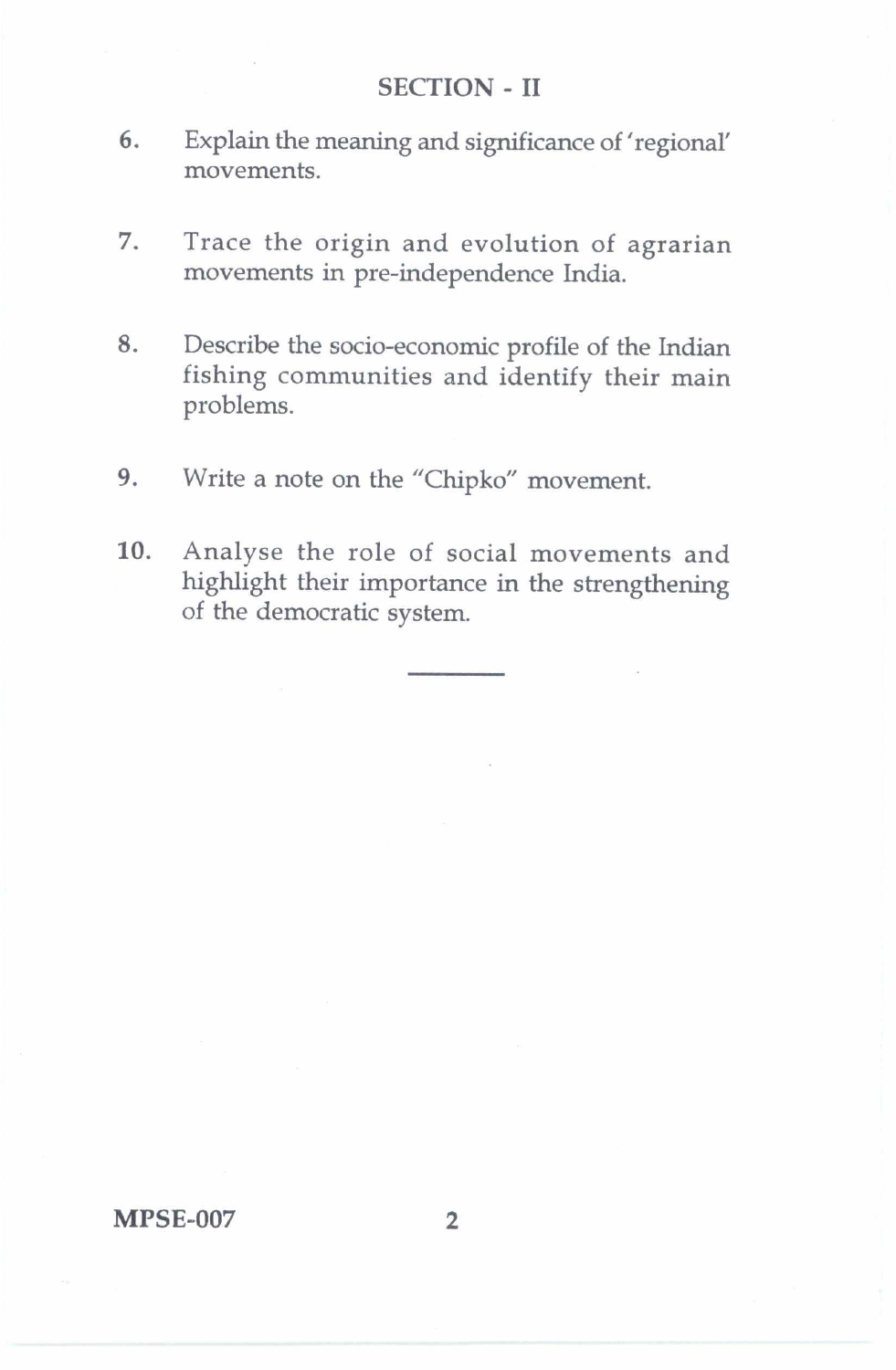## SECTION - II

6. Explain the meaning and significance of 'regional' movements.

7. Trace the origin and evolution of agrarian movements in pre-independence India.

8. Describe the socio-economic profile of the Indian fishing communities and identify their main problems.

9. Write a note on the "Chipko" movement.

10. Analyse the role of social movements and highlight their importance in the strengthening of the democratic system.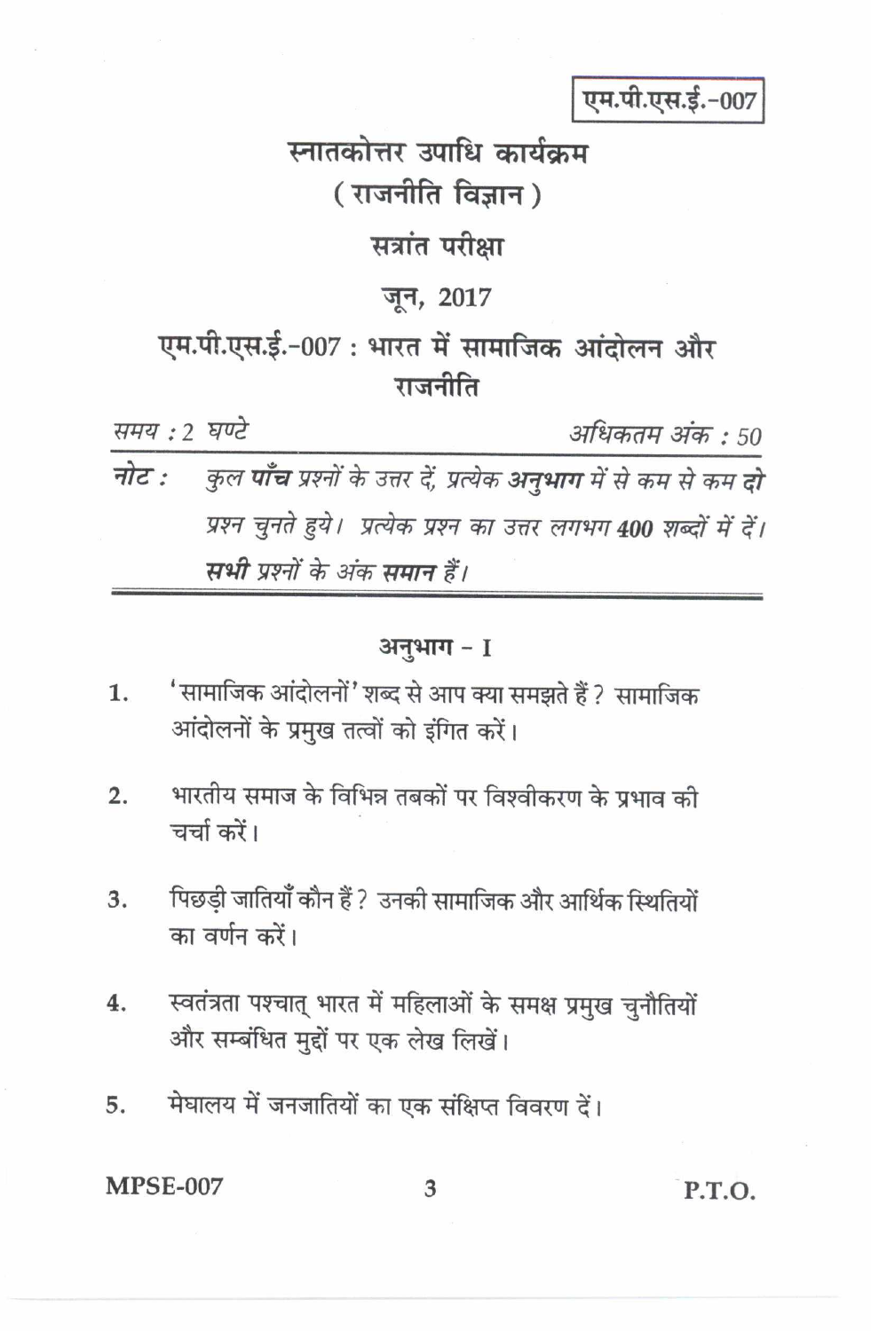एम.पी.एस.ई.-007

# स्नातकोत्तर उपाधि कार्यक्रम
## ( राजनीति विज्ञान )
## सत्रांत परीक्षा
## जून, 2017
## एम.पी.एस.ई.-007 : भारत में सामाजिक आंदोलन और राजनीति

*समय : 2 घण्टे* | *अधिकतम अंक : 50*

**नोट :** *कुल **पाँच** प्रश्नों के उत्तर दें, प्रत्येक **अनुभाग** में से कम से कम **दो** प्रश्न चुनते हुये। प्रत्येक प्रश्न का उत्तर लगभग **400** शब्दों में दें। **सभी** प्रश्नों के अंक **समान** हैं।*

### अनुभाग - I

1. 'सामाजिक आंदोलनों' शब्द से आप क्या समझते हैं ? सामाजिक आंदोलनों के प्रमुख तत्वों को इंगित करें।

2. भारतीय समाज के विभिन्न तबकों पर विश्वीकरण के प्रभाव की चर्चा करें।

3. पिछड़ी जातियाँ कौन हैं ? उनकी सामाजिक और आर्थिक स्थितियों का वर्णन करें।

4. स्वतंत्रता पश्चात् भारत में महिलाओं के समक्ष प्रमुख चुनौतियों और सम्बंधित मुद्दों पर एक लेख लिखें।

5. मेघालय में जनजातियों का एक संक्षिप्त विवरण दें।

MPSE-007 P.T.O.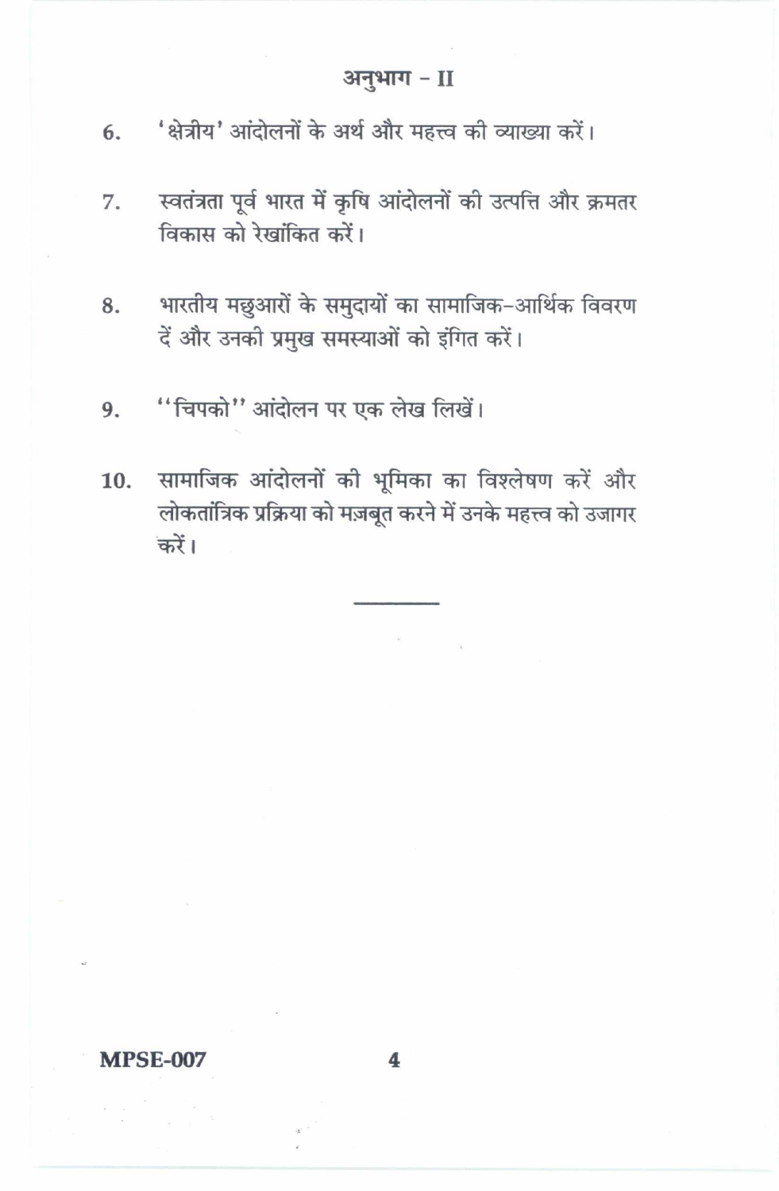## अनुभाग – II

6. 'क्षेत्रीय' आंदोलनों के अर्थ और महत्त्व की व्याख्या करें।

7. स्वतंत्रता पूर्व भारत में कृषि आंदोलनों की उत्पत्ति और क्रमतर विकास को रेखांकित करें।

8. भारतीय मछुआरों के समुदायों का सामाजिक-आर्थिक विवरण दें और उनकी प्रमुख समस्याओं को इंगित करें।

9. "चिपको" आंदोलन पर एक लेख लिखें।

10. सामाजिक आंदोलनों की भूमिका का विश्लेषण करें और लोकतांत्रिक प्रक्रिया को मज़बूत करने में उनके महत्त्व को उजागर करें।

---

MPSE-007